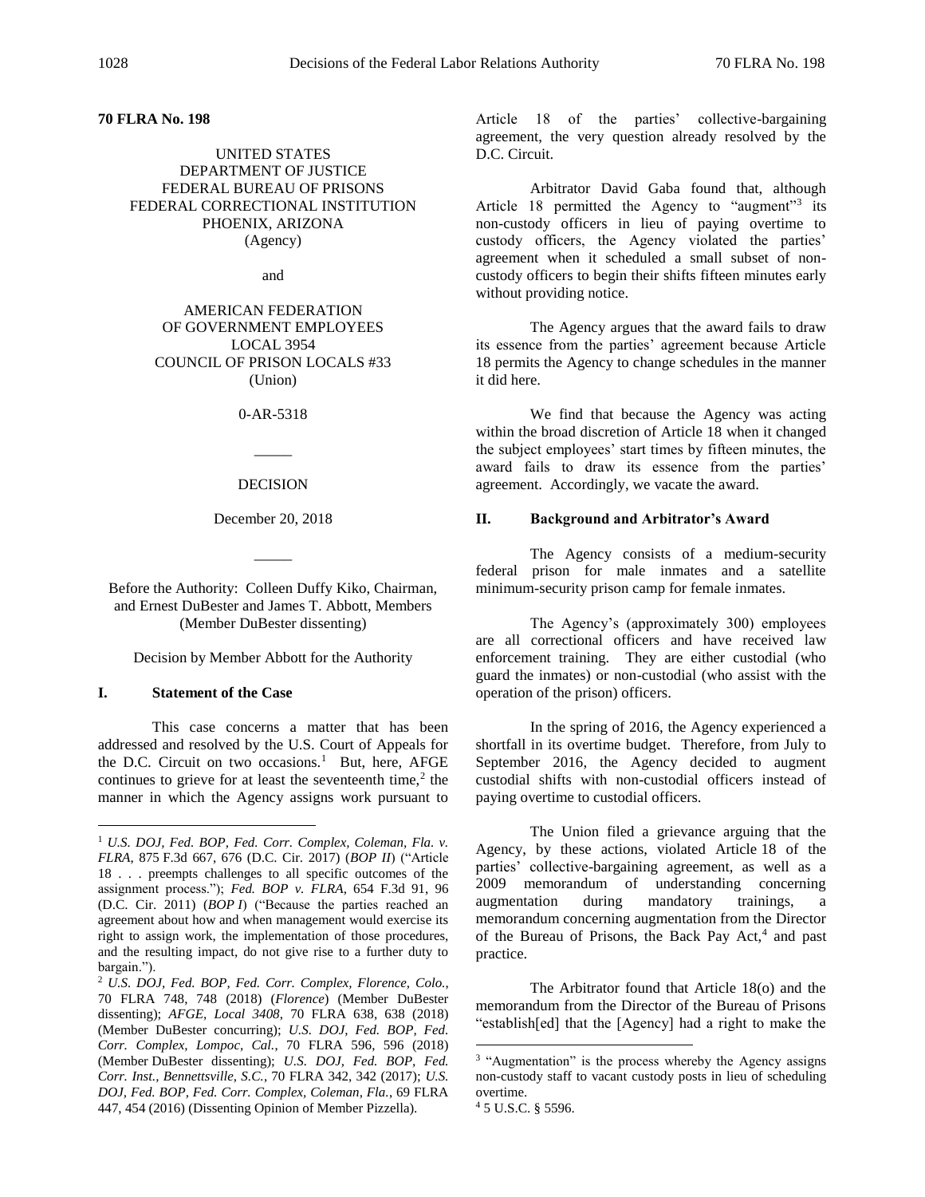**70 FLRA No. 198**

UNITED STATES
DEPARTMENT OF JUSTICE
FEDERAL BUREAU OF PRISONS
FEDERAL CORRECTIONAL INSTITUTION
PHOENIX, ARIZONA
(Agency)

and

AMERICAN FEDERATION
OF GOVERNMENT EMPLOYEES
LOCAL 3954
COUNCIL OF PRISON LOCALS #33
(Union)

0-AR-5318

\_\_\_\_\_

DECISION

December 20, 2018

\_\_\_\_\_

Before the Authority: Colleen Duffy Kiko, Chairman, and Ernest DuBester and James T. Abbott, Members (Member DuBester dissenting)

Decision by Member Abbott for the Authority

## I. Statement of the Case

This case concerns a matter that has been addressed and resolved by the U.S. Court of Appeals for the D.C. Circuit on two occasions.[1] But, here, AFGE continues to grieve for at least the seventeenth time,[2] the manner in which the Agency assigns work pursuant to Article 18 of the parties' collective-bargaining agreement, the very question already resolved by the D.C. Circuit.

Arbitrator David Gaba found that, although Article 18 permitted the Agency to "augment"[3] its non-custody officers in lieu of paying overtime to custody officers, the Agency violated the parties' agreement when it scheduled a small subset of non-custody officers to begin their shifts fifteen minutes early without providing notice.

The Agency argues that the award fails to draw its essence from the parties' agreement because Article 18 permits the Agency to change schedules in the manner it did here.

We find that because the Agency was acting within the broad discretion of Article 18 when it changed the subject employees' start times by fifteen minutes, the award fails to draw its essence from the parties' agreement. Accordingly, we vacate the award.

## II. Background and Arbitrator's Award

The Agency consists of a medium-security federal prison for male inmates and a satellite minimum-security prison camp for female inmates.

The Agency's (approximately 300) employees are all correctional officers and have received law enforcement training. They are either custodial (who guard the inmates) or non-custodial (who assist with the operation of the prison) officers.

In the spring of 2016, the Agency experienced a shortfall in its overtime budget. Therefore, from July to September 2016, the Agency decided to augment custodial shifts with non-custodial officers instead of paying overtime to custodial officers.

The Union filed a grievance arguing that the Agency, by these actions, violated Article 18 of the parties' collective-bargaining agreement, as well as a 2009 memorandum of understanding concerning augmentation during mandatory trainings, a memorandum concerning augmentation from the Director of the Bureau of Prisons, the Back Pay Act,[4] and past practice.

The Arbitrator found that Article 18(o) and the memorandum from the Director of the Bureau of Prisons "establish[ed] that the [Agency] had a right to make the

---

[1] *U.S. DOJ, Fed. BOP, Fed. Corr. Complex, Coleman, Fla. v. FLRA*, 875 F.3d 667, 676 (D.C. Cir. 2017) (*BOP II*) ("Article 18 . . . preempts challenges to all specific outcomes of the assignment process."); *Fed. BOP v. FLRA*, 654 F.3d 91, 96 (D.C. Cir. 2011) (*BOP I*) ("Because the parties reached an agreement about how and when management would exercise its right to assign work, the implementation of those procedures, and the resulting impact, do not give rise to a further duty to bargain.").

[2] *U.S. DOJ, Fed. BOP, Fed. Corr. Complex, Florence, Colo.*, 70 FLRA 748, 748 (2018) (*Florence*) (Member DuBester dissenting); *AFGE, Local 3408*, 70 FLRA 638, 638 (2018) (Member DuBester concurring); *U.S. DOJ, Fed. BOP, Fed. Corr. Complex, Lompoc, Cal.*, 70 FLRA 596, 596 (2018) (Member DuBester dissenting); *U.S. DOJ, Fed. BOP, Fed. Corr. Inst., Bennettsville, S.C.*, 70 FLRA 342, 342 (2017); *U.S. DOJ, Fed. BOP, Fed. Corr. Complex, Coleman, Fla.*, 69 FLRA 447, 454 (2016) (Dissenting Opinion of Member Pizzella).

[3] "Augmentation" is the process whereby the Agency assigns non-custody staff to vacant custody posts in lieu of scheduling overtime.

[4] 5 U.S.C. § 5596.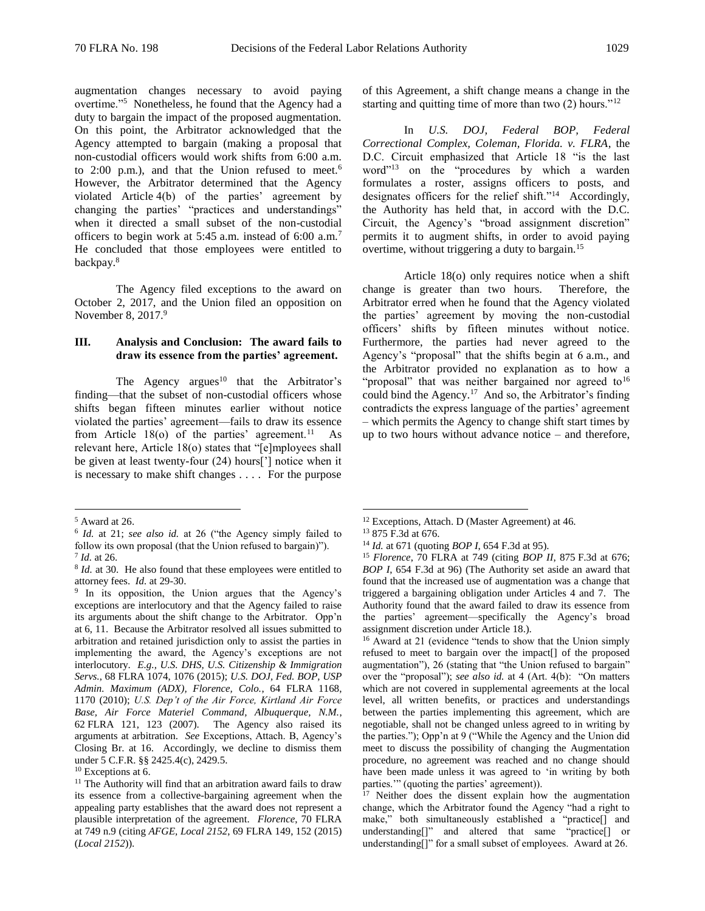augmentation changes necessary to avoid paying overtime."[5] Nonetheless, he found that the Agency had a duty to bargain the impact of the proposed augmentation. On this point, the Arbitrator acknowledged that the Agency attempted to bargain (making a proposal that non-custodial officers would work shifts from 6:00 a.m. to 2:00 p.m.), and that the Union refused to meet.[6] However, the Arbitrator determined that the Agency violated Article 4(b) of the parties' agreement by changing the parties' "practices and understandings" when it directed a small subset of the non-custodial officers to begin work at 5:45 a.m. instead of 6:00 a.m.[7] He concluded that those employees were entitled to backpay.[8]

The Agency filed exceptions to the award on October 2, 2017, and the Union filed an opposition on November 8, 2017.[9]

### III. Analysis and Conclusion: The award fails to draw its essence from the parties' agreement.

The Agency argues[10] that the Arbitrator's finding—that the subset of non-custodial officers whose shifts began fifteen minutes earlier without notice violated the parties' agreement—fails to draw its essence from Article 18(o) of the parties' agreement.[11] As relevant here, Article 18(o) states that "[e]mployees shall be given at least twenty-four (24) hours['] notice when it is necessary to make shift changes . . . . For the purpose of this Agreement, a shift change means a change in the starting and quitting time of more than two (2) hours."[12]

In *U.S. DOJ, Federal BOP, Federal Correctional Complex, Coleman, Florida. v. FLRA*, the D.C. Circuit emphasized that Article 18 "is the last word"[13] on the "procedures by which a warden formulates a roster, assigns officers to posts, and designates officers for the relief shift."[14] Accordingly, the Authority has held that, in accord with the D.C. Circuit, the Agency's "broad assignment discretion" permits it to augment shifts, in order to avoid paying overtime, without triggering a duty to bargain.[15]

Article 18(o) only requires notice when a shift change is greater than two hours. Therefore, the Arbitrator erred when he found that the Agency violated the parties' agreement by moving the non-custodial officers' shifts by fifteen minutes without notice. Furthermore, the parties had never agreed to the Agency's "proposal" that the shifts begin at 6 a.m., and the Arbitrator provided no explanation as to how a "proposal" that was neither bargained nor agreed to[16] could bind the Agency.[17] And so, the Arbitrator's finding contradicts the express language of the parties' agreement – which permits the Agency to change shift start times by up to two hours without advance notice – and therefore,

---

[5] Award at 26.

[6] *Id.* at 21; *see also id.* at 26 ("the Agency simply failed to follow its own proposal (that the Union refused to bargain)").

[7] *Id.* at 26.

[8] *Id.* at 30. He also found that these employees were entitled to attorney fees. *Id.* at 29-30.

[9] In its opposition, the Union argues that the Agency's exceptions are interlocutory and that the Agency failed to raise its arguments about the shift change to the Arbitrator. Opp'n at 6, 11. Because the Arbitrator resolved all issues submitted to arbitration and retained jurisdiction only to assist the parties in implementing the award, the Agency's exceptions are not interlocutory. *E.g., U.S. DHS, U.S. Citizenship & Immigration Servs.*, 68 FLRA 1074, 1076 (2015); *U.S. DOJ, Fed. BOP, USP Admin. Maximum (ADX), Florence, Colo.*, 64 FLRA 1168, 1170 (2010); *U.S. Dep't of the Air Force, Kirtland Air Force Base, Air Force Materiel Command, Albuquerque, N.M.*, 62 FLRA 121, 123 (2007). The Agency also raised its arguments at arbitration. *See* Exceptions, Attach. B, Agency's Closing Br. at 16. Accordingly, we decline to dismiss them under 5 C.F.R. §§ 2425.4(c), 2429.5.

[10] Exceptions at 6.

[11] The Authority will find that an arbitration award fails to draw its essence from a collective-bargaining agreement when the appealing party establishes that the award does not represent a plausible interpretation of the agreement. *Florence*, 70 FLRA at 749 n.9 (citing *AFGE, Local 2152*, 69 FLRA 149, 152 (2015) (*Local 2152*)).

[12] Exceptions, Attach. D (Master Agreement) at 46.

[13] 875 F.3d at 676.

[14] *Id.* at 671 (quoting *BOP I*, 654 F.3d at 95).

[15] *Florence*, 70 FLRA at 749 (citing *BOP II*, 875 F.3d at 676; *BOP I*, 654 F.3d at 96) (The Authority set aside an award that found that the increased use of augmentation was a change that triggered a bargaining obligation under Articles 4 and 7. The Authority found that the award failed to draw its essence from the parties' agreement—specifically the Agency's broad assignment discretion under Article 18.).

[16] Award at 21 (evidence "tends to show that the Union simply refused to meet to bargain over the impact[] of the proposed augmentation"), 26 (stating that "the Union refused to bargain" over the "proposal"); *see also id.* at 4 (Art. 4(b): "On matters which are not covered in supplemental agreements at the local level, all written benefits, or practices and understandings between the parties implementing this agreement, which are negotiable, shall not be changed unless agreed to in writing by the parties."); Opp'n at 9 ("While the Agency and the Union did meet to discuss the possibility of changing the Augmentation procedure, no agreement was reached and no change should have been made unless it was agreed to 'in writing by both parties.'" (quoting the parties' agreement)).

[17] Neither does the dissent explain how the augmentation change, which the Arbitrator found the Agency "had a right to make," both simultaneously established a "practice[] and understanding[]" and altered that same "practice[] or understanding[]" for a small subset of employees. Award at 26.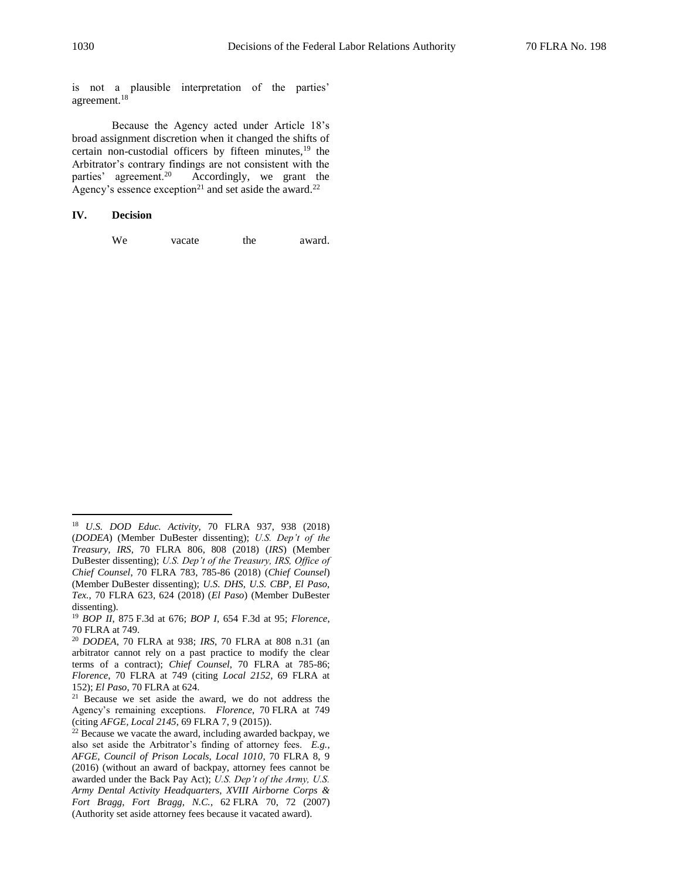is not a plausible interpretation of the parties' agreement.[18]

Because the Agency acted under Article 18's broad assignment discretion when it changed the shifts of certain non-custodial officers by fifteen minutes,[19] the Arbitrator's contrary findings are not consistent with the parties' agreement.[20] Accordingly, we grant the Agency's essence exception[21] and set aside the award.[22]

## IV. Decision

We vacate the award.

---

[18] *U.S. DOD Educ. Activity*, 70 FLRA 937, 938 (2018) (*DODEA*) (Member DuBester dissenting); *U.S. Dep't of the Treasury, IRS*, 70 FLRA 806, 808 (2018) (*IRS*) (Member DuBester dissenting); *U.S. Dep't of the Treasury, IRS, Office of Chief Counsel*, 70 FLRA 783, 785-86 (2018) (*Chief Counsel*) (Member DuBester dissenting); *U.S. DHS, U.S. CBP, El Paso, Tex.*, 70 FLRA 623, 624 (2018) (*El Paso*) (Member DuBester dissenting).

[19] *BOP II*, 875 F.3d at 676; *BOP I*, 654 F.3d at 95; *Florence*, 70 FLRA at 749.

[20] *DODEA*, 70 FLRA at 938; *IRS*, 70 FLRA at 808 n.31 (an arbitrator cannot rely on a past practice to modify the clear terms of a contract); *Chief Counsel*, 70 FLRA at 785-86; *Florence*, 70 FLRA at 749 (citing *Local 2152*, 69 FLRA at 152); *El Paso*, 70 FLRA at 624.

[21] Because we set aside the award, we do not address the Agency's remaining exceptions. *Florence*, 70 FLRA at 749 (citing *AFGE, Local 2145*, 69 FLRA 7, 9 (2015)).

[22] Because we vacate the award, including awarded backpay, we also set aside the Arbitrator's finding of attorney fees. *E.g.*, *AFGE, Council of Prison Locals, Local 1010*, 70 FLRA 8, 9 (2016) (without an award of backpay, attorney fees cannot be awarded under the Back Pay Act); *U.S. Dep't of the Army, U.S. Army Dental Activity Headquarters, XVIII Airborne Corps & Fort Bragg, Fort Bragg, N.C.*, 62 FLRA 70, 72 (2007) (Authority set aside attorney fees because it vacated award).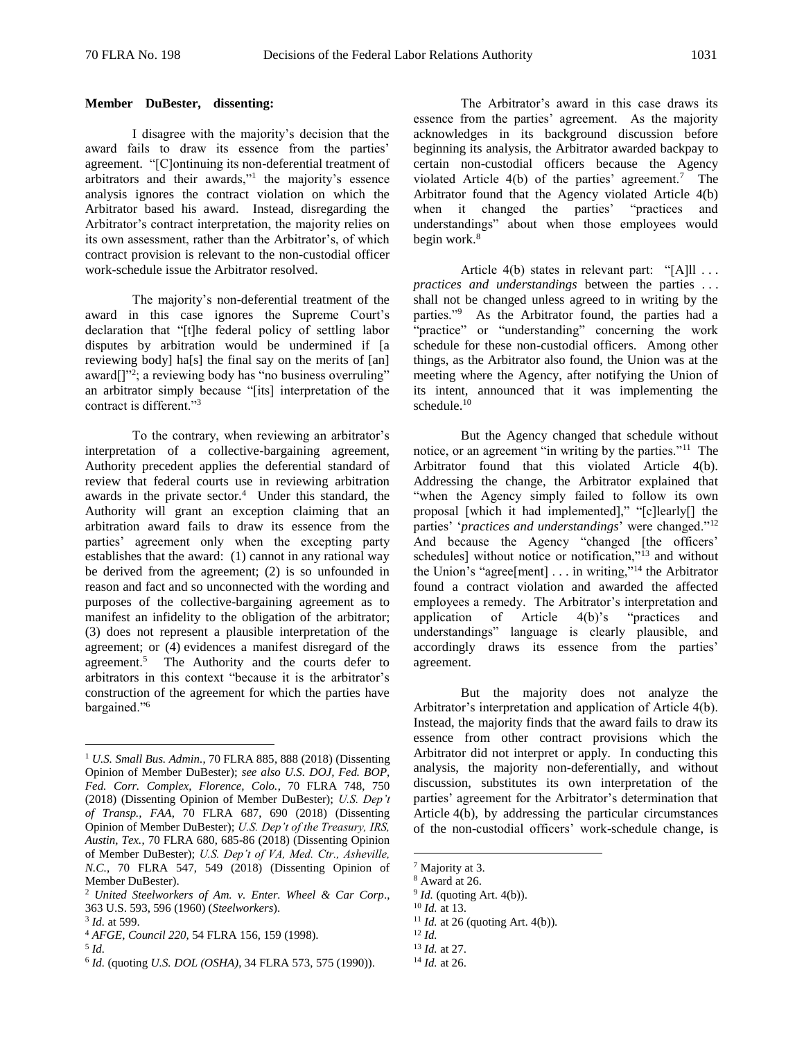**Member DuBester, dissenting:**

I disagree with the majority's decision that the award fails to draw its essence from the parties' agreement. "[C]ontinuing its non-deferential treatment of arbitrators and their awards,"[1] the majority's essence analysis ignores the contract violation on which the Arbitrator based his award. Instead, disregarding the Arbitrator's contract interpretation, the majority relies on its own assessment, rather than the Arbitrator's, of which contract provision is relevant to the non-custodial officer work-schedule issue the Arbitrator resolved.

The majority's non-deferential treatment of the award in this case ignores the Supreme Court's declaration that "[t]he federal policy of settling labor disputes by arbitration would be undermined if [a reviewing body] ha[s] the final say on the merits of [an] award[]"[2]; a reviewing body has "no business overruling" an arbitrator simply because "[its] interpretation of the contract is different."[3]

To the contrary, when reviewing an arbitrator's interpretation of a collective-bargaining agreement, Authority precedent applies the deferential standard of review that federal courts use in reviewing arbitration awards in the private sector.[4] Under this standard, the Authority will grant an exception claiming that an arbitration award fails to draw its essence from the parties' agreement only when the excepting party establishes that the award: (1) cannot in any rational way be derived from the agreement; (2) is so unfounded in reason and fact and so unconnected with the wording and purposes of the collective-bargaining agreement as to manifest an infidelity to the obligation of the arbitrator; (3) does not represent a plausible interpretation of the agreement; or (4) evidences a manifest disregard of the agreement.[5] The Authority and the courts defer to arbitrators in this context "because it is the arbitrator's construction of the agreement for which the parties have bargained."[6]

The Arbitrator's award in this case draws its essence from the parties' agreement. As the majority acknowledges in its background discussion before beginning its analysis, the Arbitrator awarded backpay to certain non-custodial officers because the Agency violated Article 4(b) of the parties' agreement.[7] The Arbitrator found that the Agency violated Article 4(b) when it changed the parties' "practices and understandings" about when those employees would begin work.[8]

Article 4(b) states in relevant part: "[A]ll . . . *practices and understandings* between the parties . . . shall not be changed unless agreed to in writing by the parties."[9] As the Arbitrator found, the parties had a "practice" or "understanding" concerning the work schedule for these non-custodial officers. Among other things, as the Arbitrator also found, the Union was at the meeting where the Agency, after notifying the Union of its intent, announced that it was implementing the schedule.[10]

But the Agency changed that schedule without notice, or an agreement "in writing by the parties."[11] The Arbitrator found that this violated Article 4(b). Addressing the change, the Arbitrator explained that "when the Agency simply failed to follow its own proposal [which it had implemented]," "[c]learly[] the parties' '*practices and understandings*' were changed."[12] And because the Agency "changed [the officers' schedules] without notice or notification,"[13] and without the Union's "agree[ment] . . . in writing,"[14] the Arbitrator found a contract violation and awarded the affected employees a remedy. The Arbitrator's interpretation and application of Article 4(b)'s "practices and understandings" language is clearly plausible, and accordingly draws its essence from the parties' agreement.

But the majority does not analyze the Arbitrator's interpretation and application of Article 4(b). Instead, the majority finds that the award fails to draw its essence from other contract provisions which the Arbitrator did not interpret or apply. In conducting this analysis, the majority non-deferentially, and without discussion, substitutes its own interpretation of the parties' agreement for the Arbitrator's determination that Article 4(b), by addressing the particular circumstances of the non-custodial officers' work-schedule change, is

---

[1] *U.S. Small Bus. Admin.*, 70 FLRA 885, 888 (2018) (Dissenting Opinion of Member DuBester); *see also U.S. DOJ, Fed. BOP, Fed. Corr. Complex, Florence, Colo.*, 70 FLRA 748, 750 (2018) (Dissenting Opinion of Member DuBester); *U.S. Dep't of Transp., FAA*, 70 FLRA 687, 690 (2018) (Dissenting Opinion of Member DuBester); *U.S. Dep't of the Treasury, IRS, Austin, Tex.*, 70 FLRA 680, 685-86 (2018) (Dissenting Opinion of Member DuBester); *U.S. Dep't of VA, Med. Ctr., Asheville, N.C.*, 70 FLRA 547, 549 (2018) (Dissenting Opinion of Member DuBester).

[2] *United Steelworkers of Am. v. Enter. Wheel & Car Corp*., 363 U.S. 593, 596 (1960) (*Steelworkers*).

[3] *Id*. at 599.

[4] *AFGE, Council 220*, 54 FLRA 156, 159 (1998).

[5] *Id*.

[6] *Id*. (quoting *U.S. DOL (OSHA)*, 34 FLRA 573, 575 (1990)).

[7] Majority at 3.

[8] Award at 26.

[9] *Id.* (quoting Art. 4(b)).

[10] *Id.* at 13.

[11] *Id.* at 26 (quoting Art. 4(b)).

[12] *Id.*

[13] *Id.* at 27.

[14] *Id.* at 26.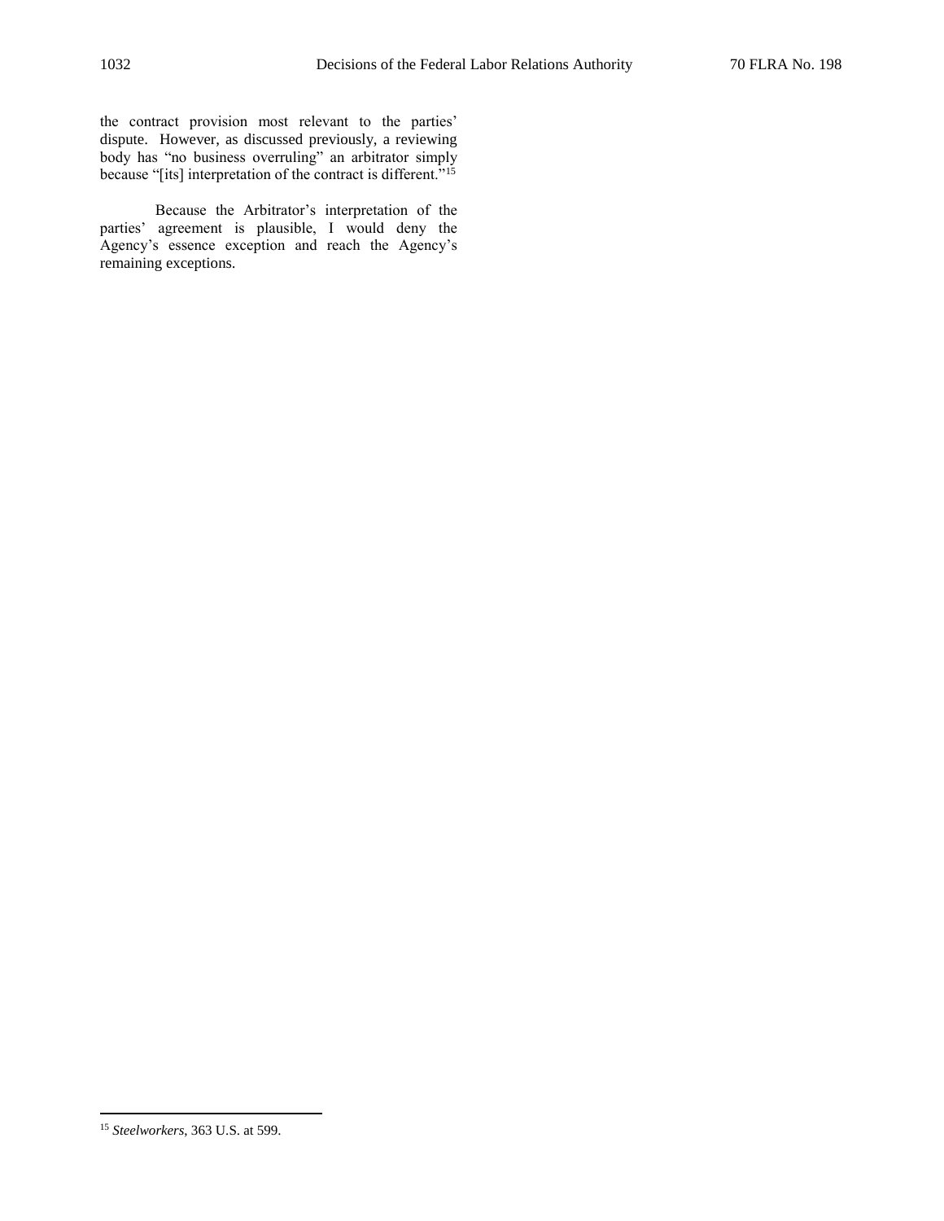the contract provision most relevant to the parties' dispute. However, as discussed previously, a reviewing body has "no business overruling" an arbitrator simply because "[its] interpretation of the contract is different."[15]

Because the Arbitrator's interpretation of the parties' agreement is plausible, I would deny the Agency's essence exception and reach the Agency's remaining exceptions.

---

[15] *Steelworkers*, 363 U.S. at 599.